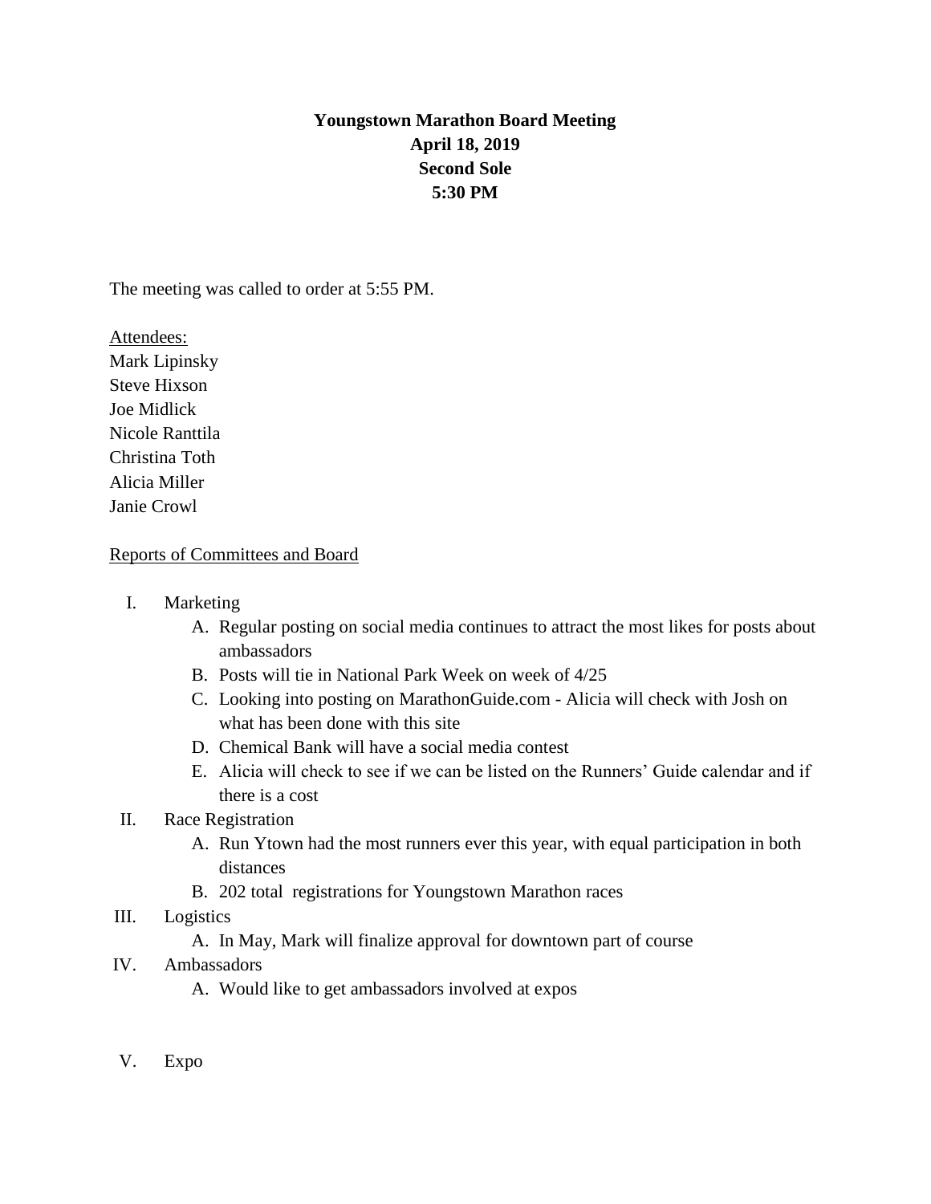**Youngstown Marathon Board Meeting**
**April 18, 2019**
**Second Sole**
**5:30 PM**

The meeting was called to order at 5:55 PM.

Attendees:
Mark Lipinsky
Steve Hixson
Joe Midlick
Nicole Ranttila
Christina Toth
Alicia Miller
Janie Crowl

Reports of Committees and Board

I. Marketing
   A. Regular posting on social media continues to attract the most likes for posts about ambassadors
   B. Posts will tie in National Park Week on week of 4/25
   C. Looking into posting on MarathonGuide.com - Alicia will check with Josh on what has been done with this site
   D. Chemical Bank will have a social media contest
   E. Alicia will check to see if we can be listed on the Runners' Guide calendar and if there is a cost
II. Race Registration
   A. Run Ytown had the most runners ever this year, with equal participation in both distances
   B. 202 total registrations for Youngstown Marathon races
III. Logistics
   A. In May, Mark will finalize approval for downtown part of course
IV. Ambassadors
   A. Would like to get ambassadors involved at expos
V. Expo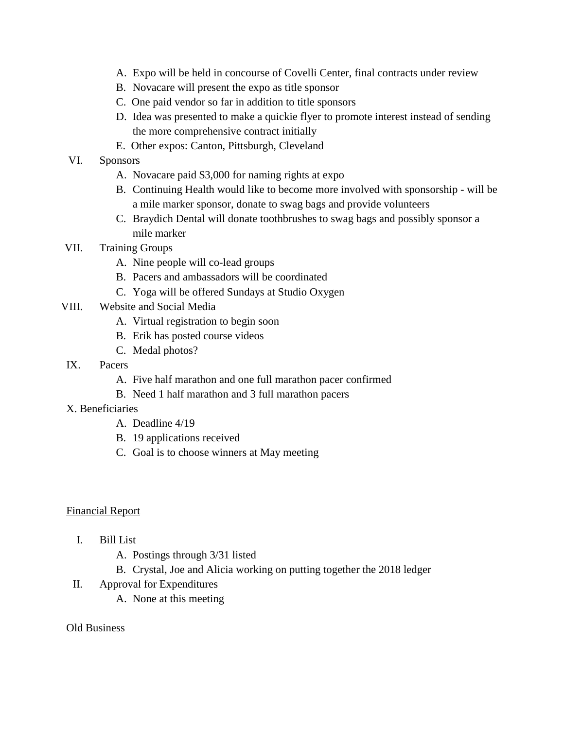A. Expo will be held in concourse of Covelli Center, final contracts under review
   B. Novacare will present the expo as title sponsor
   C. One paid vendor so far in addition to title sponsors
   D. Idea was presented to make a quickie flyer to promote interest instead of sending the more comprehensive contract initially
   E. Other expos: Canton, Pittsburgh, Cleveland

VI. Sponsors
   A. Novacare paid $3,000 for naming rights at expo
   B. Continuing Health would like to become more involved with sponsorship - will be a mile marker sponsor, donate to swag bags and provide volunteers
   C. Braydich Dental will donate toothbrushes to swag bags and possibly sponsor a mile marker

VII. Training Groups
   A. Nine people will co-lead groups
   B. Pacers and ambassadors will be coordinated
   C. Yoga will be offered Sundays at Studio Oxygen

VIII. Website and Social Media
   A. Virtual registration to begin soon
   B. Erik has posted course videos
   C. Medal photos?

IX. Pacers
   A. Five half marathon and one full marathon pacer confirmed
   B. Need 1 half marathon and 3 full marathon pacers

X. Beneficiaries
   A. Deadline 4/19
   B. 19 applications received
   C. Goal is to choose winners at May meeting

<u>Financial Report</u>

I. Bill List
   A. Postings through 3/31 listed
   B. Crystal, Joe and Alicia working on putting together the 2018 ledger

II. Approval for Expenditures
   A. None at this meeting

<u>Old Business</u>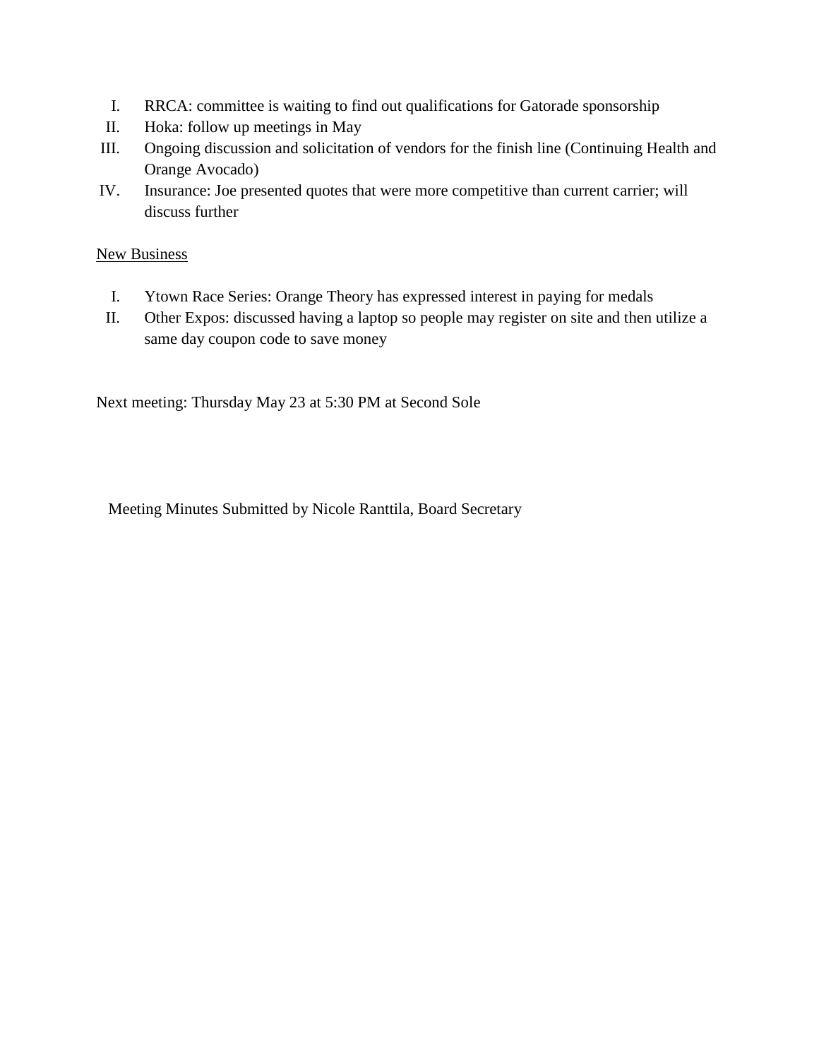I. RRCA: committee is waiting to find out qualifications for Gatorade sponsorship
II. Hoka: follow up meetings in May
III. Ongoing discussion and solicitation of vendors for the finish line (Continuing Health and Orange Avocado)
IV. Insurance: Joe presented quotes that were more competitive than current carrier; will discuss further

<u>New Business</u>

I. Ytown Race Series: Orange Theory has expressed interest in paying for medals
II. Other Expos: discussed having a laptop so people may register on site and then utilize a same day coupon code to save money

Next meeting: Thursday May 23 at 5:30 PM at Second Sole

Meeting Minutes Submitted by Nicole Ranttila, Board Secretary